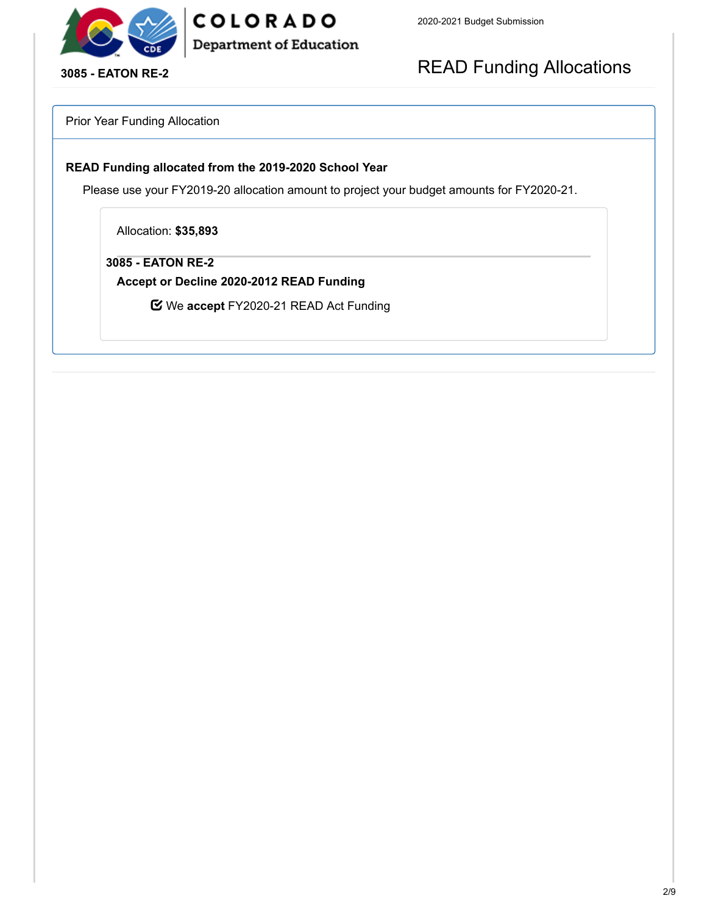**3085 - EATON RE-2**

2020-2021 Budget Submission

# READ Funding Allocations

## Prior Year Funding Allocation

**READ Funding allocated from the 2019-2020 School Year**

Please use your FY2019-20 allocation amount to project your budget amounts for FY2020-21.

Allocation: **$35,893**

**3085 - EATON RE-2**

**Accept or Decline 2020-2012 READ Funding**

☑ We **accept** FY2020-21 READ Act Funding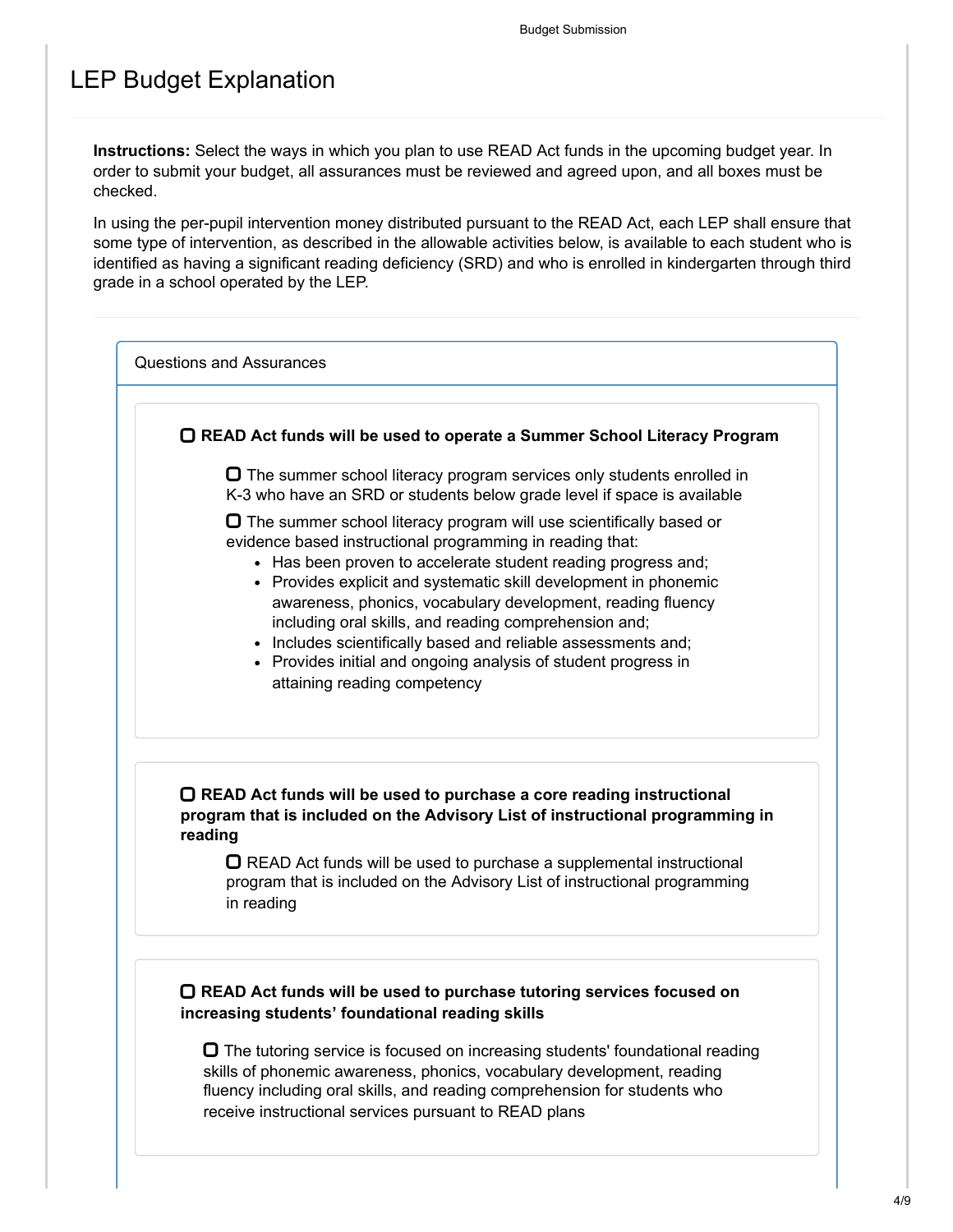# LEP Budget Explanation

**Instructions:** Select the ways in which you plan to use READ Act funds in the upcoming budget year. In order to submit your budget, all assurances must be reviewed and agreed upon, and all boxes must be checked.

In using the per-pupil intervention money distributed pursuant to the READ Act, each LEP shall ensure that some type of intervention, as described in the allowable activities below, is available to each student who is identified as having a significant reading deficiency (SRD) and who is enrolled in kindergarten through third grade in a school operated by the LEP.

## Questions and Assurances

☐ **READ Act funds will be used to operate a Summer School Literacy Program**

☐ The summer school literacy program services only students enrolled in K-3 who have an SRD or students below grade level if space is available

☐ The summer school literacy program will use scientifically based or evidence based instructional programming in reading that:

- Has been proven to accelerate student reading progress and;
- Provides explicit and systematic skill development in phonemic awareness, phonics, vocabulary development, reading fluency including oral skills, and reading comprehension and;
- Includes scientifically based and reliable assessments and;
- Provides initial and ongoing analysis of student progress in attaining reading competency

☐ **READ Act funds will be used to purchase a core reading instructional program that is included on the Advisory List of instructional programming in reading**

☐ READ Act funds will be used to purchase a supplemental instructional program that is included on the Advisory List of instructional programming in reading

☐ **READ Act funds will be used to purchase tutoring services focused on increasing students' foundational reading skills**

☐ The tutoring service is focused on increasing students' foundational reading skills of phonemic awareness, phonics, vocabulary development, reading fluency including oral skills, and reading comprehension for students who receive instructional services pursuant to READ plans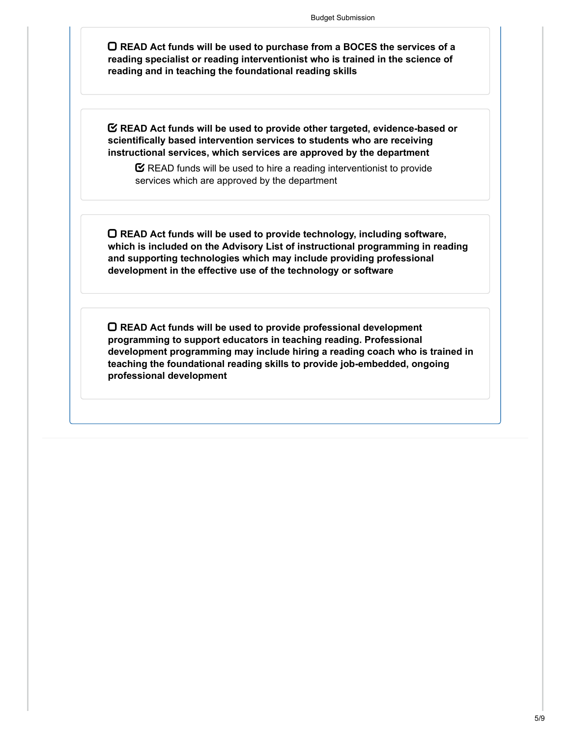- [ ] **READ Act funds will be used to purchase from a BOCES the services of a reading specialist or reading interventionist who is trained in the science of reading and in teaching the foundational reading skills**

- [x] **READ Act funds will be used to provide other targeted, evidence-based or scientifically based intervention services to students who are receiving instructional services, which services are approved by the department**
  - [x] READ funds will be used to hire a reading interventionist to provide services which are approved by the department

- [ ] **READ Act funds will be used to provide technology, including software, which is included on the Advisory List of instructional programming in reading and supporting technologies which may include providing professional development in the effective use of the technology or software**

- [ ] **READ Act funds will be used to provide professional development programming to support educators in teaching reading. Professional development programming may include hiring a reading coach who is trained in teaching the foundational reading skills to provide job-embedded, ongoing professional development**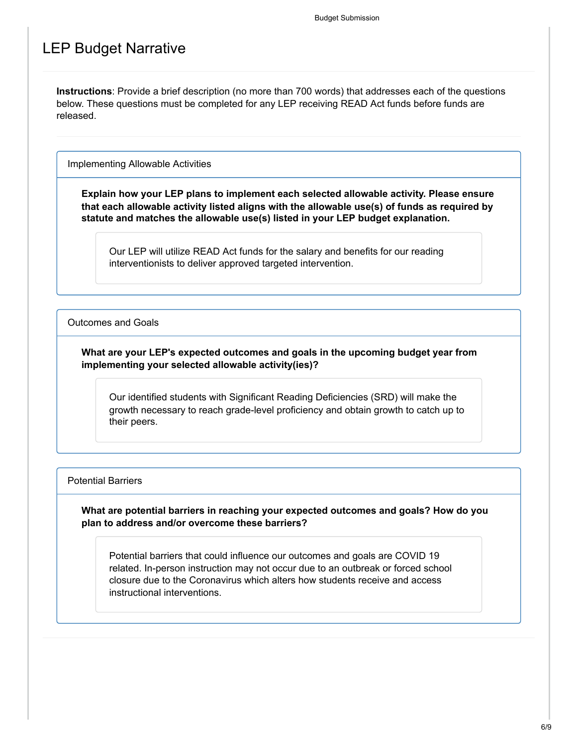# LEP Budget Narrative

**Instructions**: Provide a brief description (no more than 700 words) that addresses each of the questions below. These questions must be completed for any LEP receiving READ Act funds before funds are released.

## Implementing Allowable Activities

**Explain how your LEP plans to implement each selected allowable activity. Please ensure that each allowable activity listed aligns with the allowable use(s) of funds as required by statute and matches the allowable use(s) listed in your LEP budget explanation.**

Our LEP will utilize READ Act funds for the salary and benefits for our reading interventionists to deliver approved targeted intervention.

## Outcomes and Goals

**What are your LEP's expected outcomes and goals in the upcoming budget year from implementing your selected allowable activity(ies)?**

Our identified students with Significant Reading Deficiencies (SRD) will make the growth necessary to reach grade-level proficiency and obtain growth to catch up to their peers.

## Potential Barriers

**What are potential barriers in reaching your expected outcomes and goals? How do you plan to address and/or overcome these barriers?**

Potential barriers that could influence our outcomes and goals are COVID 19 related. In-person instruction may not occur due to an outbreak or forced school closure due to the Coronavirus which alters how students receive and access instructional interventions.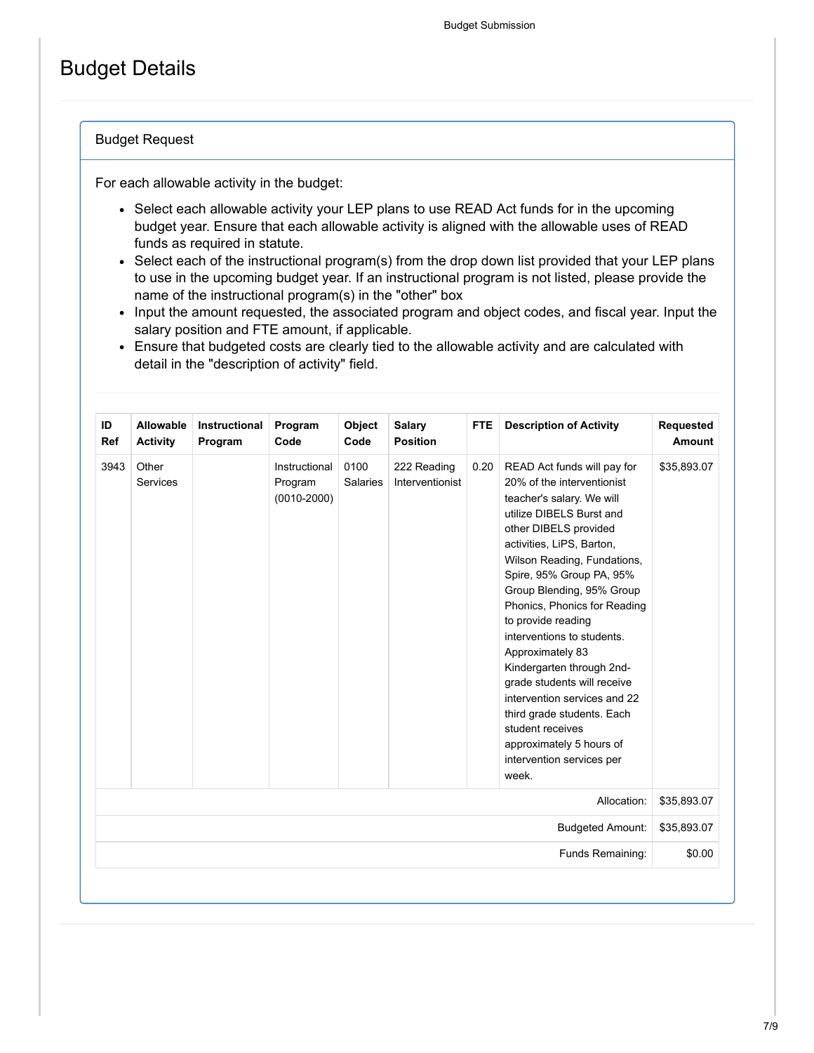# Budget Details

## Budget Request

For each allowable activity in the budget:

- Select each allowable activity your LEP plans to use READ Act funds for in the upcoming budget year. Ensure that each allowable activity is aligned with the allowable uses of READ funds as required in statute.
- Select each of the instructional program(s) from the drop down list provided that your LEP plans to use in the upcoming budget year. If an instructional program is not listed, please provide the name of the instructional program(s) in the "other" box
- Input the amount requested, the associated program and object codes, and fiscal year. Input the salary position and FTE amount, if applicable.
- Ensure that budgeted costs are clearly tied to the allowable activity and are calculated with detail in the "description of activity" field.

| ID Ref | Allowable Activity | Instructional Program | Program Code | Object Code | Salary Position | FTE | Description of Activity | Requested Amount |
|---|---|---|---|---|---|---|---|---|
| 3943 | Other Services | | Instructional Program (0010-2000) | 0100 Salaries | 222 Reading Interventionist | 0.20 | READ Act funds will pay for 20% of the interventionist teacher's salary. We will utilize DIBELS Burst and other DIBELS provided activities, LiPS, Barton, Wilson Reading, Fundations, Spire, 95% Group PA, 95% Group Blending, 95% Group Phonics, Phonics for Reading to provide reading interventions to students. Approximately 83 Kindergarten through 2nd-grade students will receive intervention services and 22 third grade students. Each student receives approximately 5 hours of intervention services per week. | $35,893.07 |
| | | | | | | | Allocation: | $35,893.07 |
| | | | | | | | Budgeted Amount: | $35,893.07 |
| | | | | | | | Funds Remaining: | $0.00 |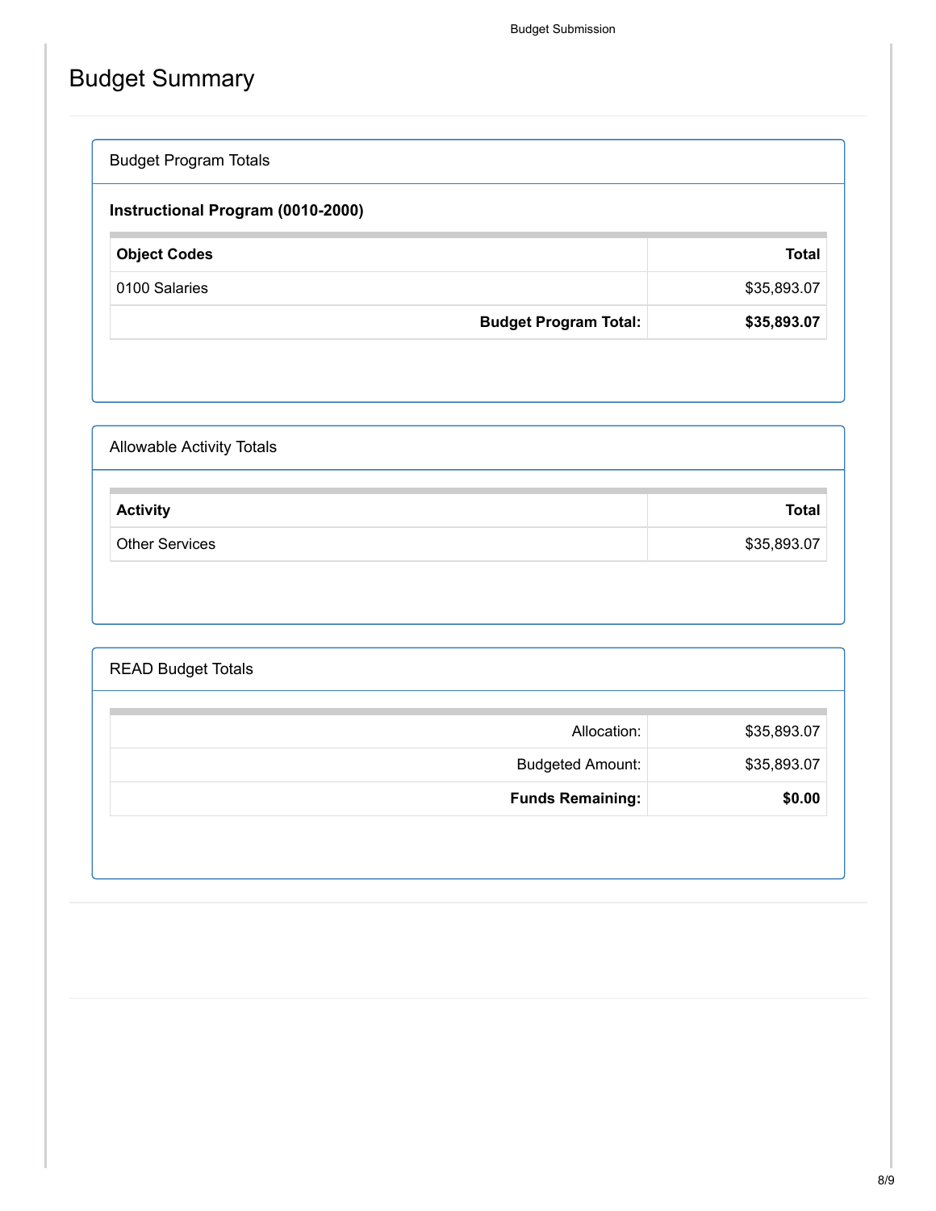# Budget Summary

## Budget Program Totals

**Instructional Program (0010-2000)**

| **Object Codes** | **Total** |
|---|---|
| 0100 Salaries | $35,893.07 |
| **Budget Program Total:** | **$35,893.07** |

## Allowable Activity Totals

| **Activity** | **Total** |
|---|---|
| Other Services | $35,893.07 |

## READ Budget Totals

| | |
|---|---|
| Allocation: | $35,893.07 |
| Budgeted Amount: | $35,893.07 |
| **Funds Remaining:** | **$0.00** |